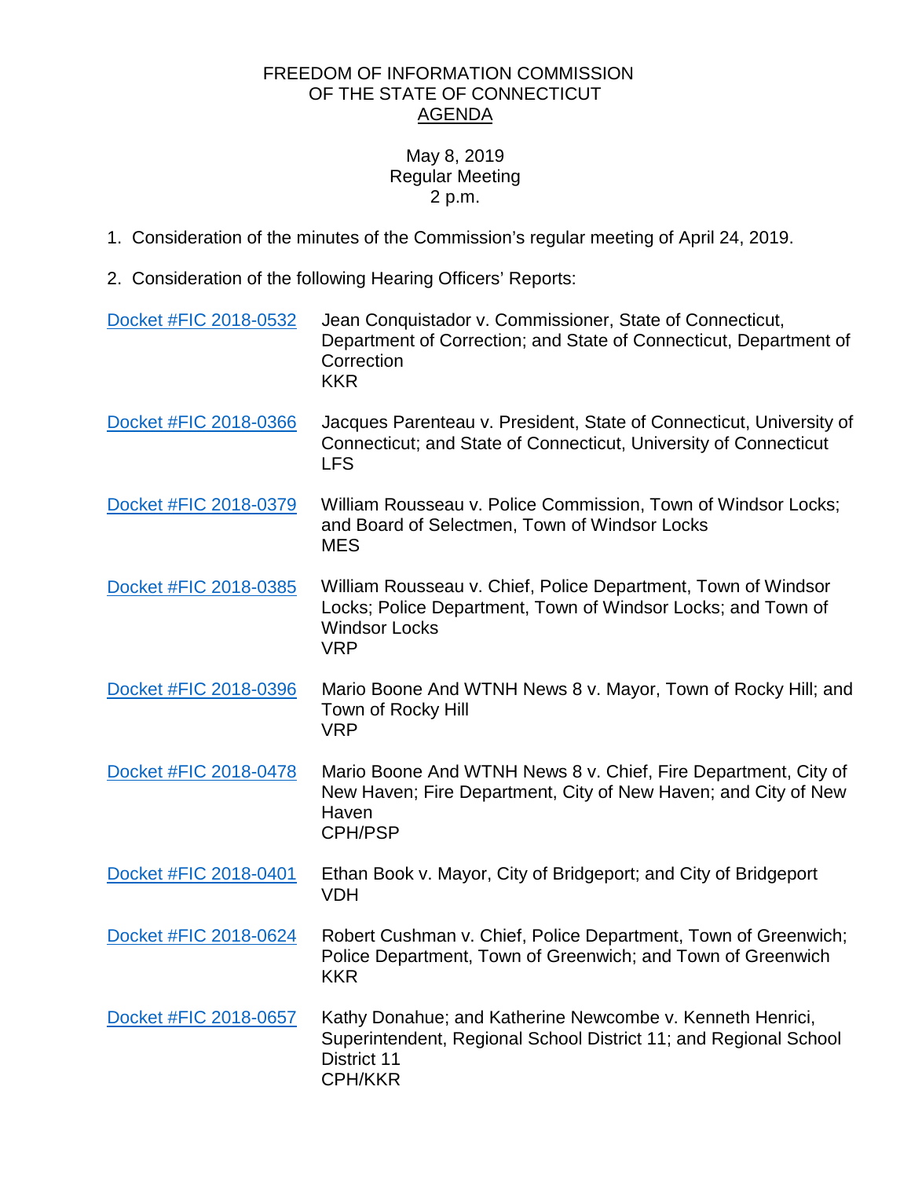# FREEDOM OF INFORMATION COMMISSION
# OF THE STATE OF CONNECTICUT
## AGENDA

May 8, 2019
Regular Meeting
2 p.m.

1. Consideration of the minutes of the Commission's regular meeting of April 24, 2019.

2. Consideration of the following Hearing Officers' Reports:

| | |
|---|---|
| Docket #FIC 2018-0532 | Jean Conquistador v. Commissioner, State of Connecticut, Department of Correction; and State of Connecticut, Department of Correction<br>KKR |
| Docket #FIC 2018-0366 | Jacques Parenteau v. President, State of Connecticut, University of Connecticut; and State of Connecticut, University of Connecticut<br>LFS |
| Docket #FIC 2018-0379 | William Rousseau v. Police Commission, Town of Windsor Locks; and Board of Selectmen, Town of Windsor Locks<br>MES |
| Docket #FIC 2018-0385 | William Rousseau v. Chief, Police Department, Town of Windsor Locks; Police Department, Town of Windsor Locks; and Town of Windsor Locks<br>VRP |
| Docket #FIC 2018-0396 | Mario Boone And WTNH News 8 v. Mayor, Town of Rocky Hill; and Town of Rocky Hill<br>VRP |
| Docket #FIC 2018-0478 | Mario Boone And WTNH News 8 v. Chief, Fire Department, City of New Haven; Fire Department, City of New Haven; and City of New Haven<br>CPH/PSP |
| Docket #FIC 2018-0401 | Ethan Book v. Mayor, City of Bridgeport; and City of Bridgeport<br>VDH |
| Docket #FIC 2018-0624 | Robert Cushman v. Chief, Police Department, Town of Greenwich; Police Department, Town of Greenwich; and Town of Greenwich<br>KKR |
| Docket #FIC 2018-0657 | Kathy Donahue; and Katherine Newcombe v. Kenneth Henrici, Superintendent, Regional School District 11; and Regional School District 11<br>CPH/KKR |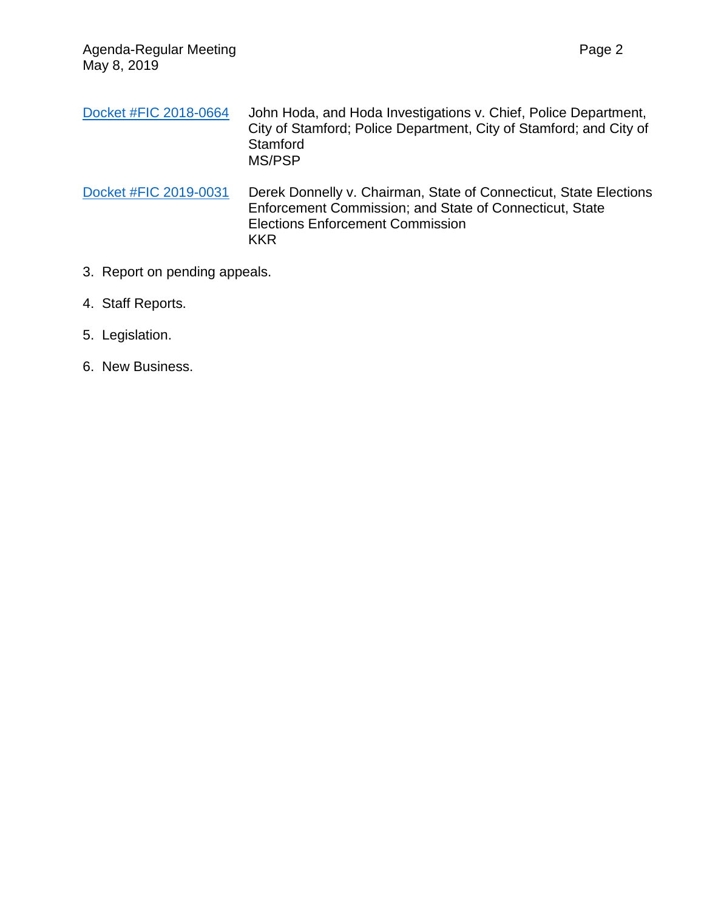| | |
|---|---|
| Docket #FIC 2018-0664 | John Hoda, and Hoda Investigations v. Chief, Police Department, City of Stamford; Police Department, City of Stamford; and City of Stamford<br>MS/PSP |
| Docket #FIC 2019-0031 | Derek Donnelly v. Chairman, State of Connecticut, State Elections Enforcement Commission; and State of Connecticut, State Elections Enforcement Commission<br>KKR |

3. Report on pending appeals.

4. Staff Reports.

5. Legislation.

6. New Business.